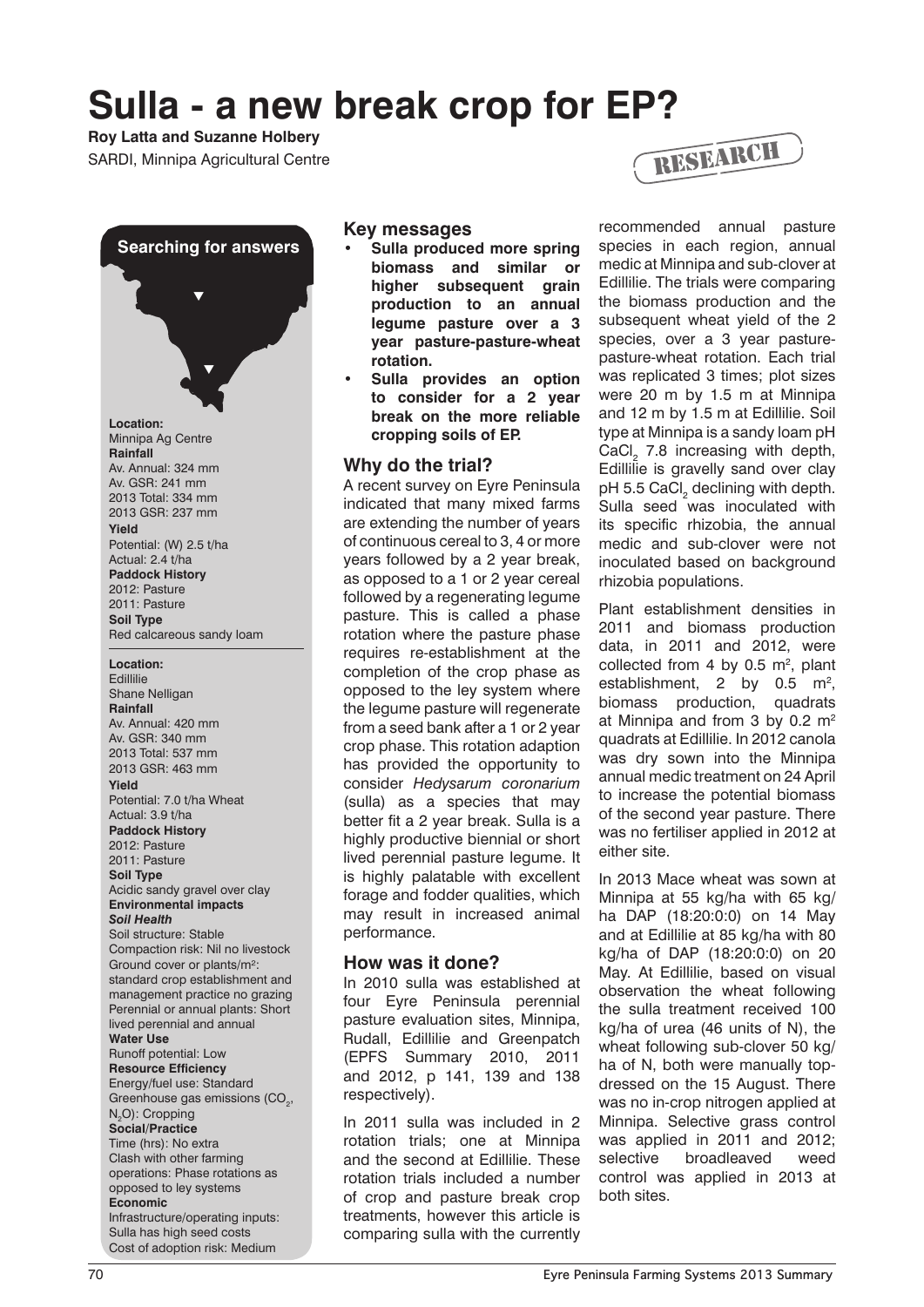# Sulla - a new break crop for EP?

**Roy Latta and Suzanne Holbery**

SARDI, Minnipa Agricultural Centre

RESEARCH

**Searching for answers**

**Location:**
Minnipa Ag Centre
**Rainfall**
Av. Annual: 324 mm
Av. GSR: 241 mm
2013 Total: 334 mm
2013 GSR: 237 mm
**Yield**
Potential: (W) 2.5 t/ha
Actual: 2.4 t/ha
**Paddock History**
2012: Pasture
2011: Pasture
**Soil Type**
Red calcareous sandy loam

**Location:**
Edillilie
Shane Nelligan
**Rainfall**
Av. Annual: 420 mm
Av. GSR: 340 mm
2013 Total: 537 mm
2013 GSR: 463 mm
**Yield**
Potential: 7.0 t/ha Wheat
Actual: 3.9 t/ha
**Paddock History**
2012: Pasture
2011: Pasture
**Soil Type**
Acidic sandy gravel over clay
**Environmental impacts**
***Soil Health***
Soil structure: Stable
Compaction risk: Nil no livestock
Ground cover or plants/m$^2$: standard crop establishment and management practice no grazing
Perennial or annual plants: Short lived perennial and annual
**Water Use**
Runoff potential: Low
**Resource Efficiency**
Energy/fuel use: Standard
Greenhouse gas emissions ($CO_2$, $N_2O$): Cropping
**Social/Practice**
Time (hrs): No extra
Clash with other farming operations: Phase rotations as opposed to ley systems
**Economic**
Infrastructure/operating inputs: Sulla has high seed costs
Cost of adoption risk: Medium

## Key messages

- **Sulla produced more spring biomass and similar or higher subsequent grain production to an annual legume pasture over a 3 year pasture-pasture-wheat rotation.**
- **Sulla provides an option to consider for a 2 year break on the more reliable cropping soils of EP.**

## Why do the trial?

A recent survey on Eyre Peninsula indicated that many mixed farms are extending the number of years of continuous cereal to 3, 4 or more years followed by a 2 year break, as opposed to a 1 or 2 year cereal followed by a regenerating legume pasture. This is called a phase rotation where the pasture phase requires re-establishment at the completion of the crop phase as opposed to the ley system where the legume pasture will regenerate from a seed bank after a 1 or 2 year crop phase. This rotation adaption has provided the opportunity to consider *Hedysarum coronarium* (sulla) as a species that may better fit a 2 year break. Sulla is a highly productive biennial or short lived perennial pasture legume. It is highly palatable with excellent forage and fodder qualities, which may result in increased animal performance.

## How was it done?

In 2010 sulla was established at four Eyre Peninsula perennial pasture evaluation sites, Minnipa, Rudall, Edillilie and Greenpatch (EPFS Summary 2010, 2011 and 2012, p 141, 139 and 138 respectively).

In 2011 sulla was included in 2 rotation trials; one at Minnipa and the second at Edillilie. These rotation trials included a number of crop and pasture break crop treatments, however this article is comparing sulla with the currently recommended annual pasture species in each region, annual medic at Minnipa and sub-clover at Edillilie. The trials were comparing the biomass production and the subsequent wheat yield of the 2 species, over a 3 year pasture-pasture-wheat rotation. Each trial was replicated 3 times; plot sizes were 20 m by 1.5 m at Minnipa and 12 m by 1.5 m at Edillilie. Soil type at Minnipa is a sandy loam pH $CaCl_2$ 7.8 increasing with depth, Edillilie is gravelly sand over clay pH 5.5 $CaCl_2$ declining with depth. Sulla seed was inoculated with its specific rhizobia, the annual medic and sub-clover were not inoculated based on background rhizobia populations.

Plant establishment densities in 2011 and biomass production data, in 2011 and 2012, were collected from 4 by 0.5 m$^2$, plant establishment, 2 by 0.5 m$^2$, biomass production, quadrats at Minnipa and from 3 by 0.2 m$^2$ quadrats at Edillilie. In 2012 canola was dry sown into the Minnipa annual medic treatment on 24 April to increase the potential biomass of the second year pasture. There was no fertiliser applied in 2012 at either site.

In 2013 Mace wheat was sown at Minnipa at 55 kg/ha with 65 kg/ha DAP (18:20:0:0) on 14 May and at Edillilie at 85 kg/ha with 80 kg/ha of DAP (18:20:0:0) on 20 May. At Edillilie, based on visual observation the wheat following the sulla treatment received 100 kg/ha of urea (46 units of N), the wheat following sub-clover 50 kg/ha of N, both were manually top-dressed on the 15 August. There was no in-crop nitrogen applied at Minnipa. Selective grass control was applied in 2011 and 2012; selective broadleaved weed control was applied in 2013 at both sites.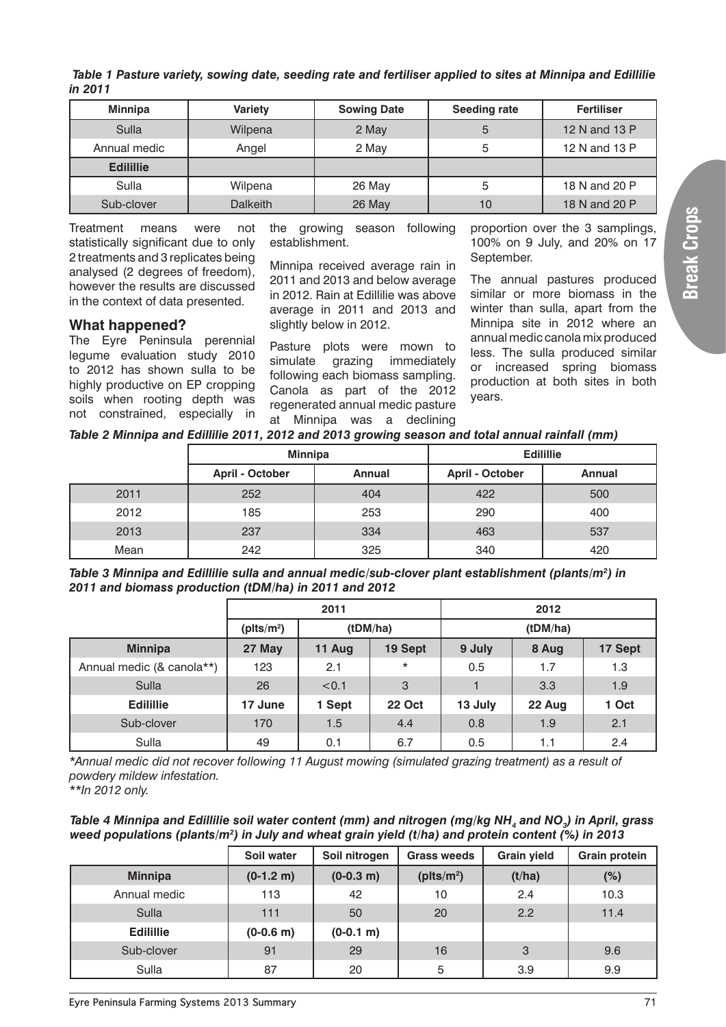***Table 1 Pasture variety, sowing date, seeding rate and fertiliser applied to sites at Minnipa and Edillilie in 2011***

| Minnipa | Variety | Sowing Date | Seeding rate | Fertiliser |
|---|---|---|---|---|
| Sulla | Wilpena | 2 May | 5 | 12 N and 13 P |
| Annual medic | Angel | 2 May | 5 | 12 N and 13 P |
| **Edilillie** | | | | |
| Sulla | Wilpena | 26 May | 5 | 18 N and 20 P |
| Sub-clover | Dalkeith | 26 May | 10 | 18 N and 20 P |

Treatment means were not statistically significant due to only 2 treatments and 3 replicates being analysed (2 degrees of freedom), however the results are discussed in the context of data presented.

## What happened?

The Eyre Peninsula perennial legume evaluation study 2010 to 2012 has shown sulla to be highly productive on EP cropping soils when rooting depth was not constrained, especially in the growing season following establishment.

Minnipa received average rain in 2011 and 2013 and below average in 2012. Rain at Edillilie was above average in 2011 and 2013 and slightly below in 2012.

Pasture plots were mown to simulate grazing immediately following each biomass sampling. Canola as part of the 2012 regenerated annual medic pasture at Minnipa was a declining proportion over the 3 samplings, 100% on 9 July, and 20% on 17 September.

The annual pastures produced similar or more biomass in the winter than sulla, apart from the Minnipa site in 2012 where an annual medic canola mix produced less. The sulla produced similar or increased spring biomass production at both sites in both years.

***Table 2 Minnipa and Edillilie 2011, 2012 and 2013 growing season and total annual rainfall (mm)***

| | Minnipa | | Edillilie | |
|---|---|---|---|---|
| | **April - October** | **Annual** | **April - October** | **Annual** |
| 2011 | 252 | 404 | 422 | 500 |
| 2012 | 185 | 253 | 290 | 400 |
| 2013 | 237 | 334 | 463 | 537 |
| Mean | 242 | 325 | 340 | 420 |

***Table 3 Minnipa and Edillilie sulla and annual medic/sub-clover plant establishment (plants/m²) in 2011 and biomass production (tDM/ha) in 2011 and 2012***

| | 2011 | | | 2012 | | |
|---|---|---|---|---|---|---|
| | (plts/m²) | (tDM/ha) | | (tDM/ha) | | |
| **Minnipa** | **27 May** | **11 Aug** | **19 Sept** | **9 July** | **8 Aug** | **17 Sept** |
| Annual medic (& canola**) | 123 | 2.1 | * | 0.5 | 1.7 | 1.3 |
| Sulla | 26 | <0.1 | 3 | 1 | 3.3 | 1.9 |
| **Edilillie** | **17 June** | **1 Sept** | **22 Oct** | **13 July** | **22 Aug** | **1 Oct** |
| Sub-clover | 170 | 1.5 | 4.4 | 0.8 | 1.9 | 2.1 |
| Sulla | 49 | 0.1 | 6.7 | 0.5 | 1.1 | 2.4 |

*\*Annual medic did not recover following 11 August mowing (simulated grazing treatment) as a result of powdery mildew infestation.*
*\*\*In 2012 only.*

***Table 4 Minnipa and Edillilie soil water content (mm) and nitrogen (mg/kg $NH_4$ and $NO_3$) in April, grass weed populations (plants/m²) in July and wheat grain yield (t/ha) and protein content (%) in 2013***

| | Soil water | Soil nitrogen | Grass weeds | Grain yield | Grain protein |
|---|---|---|---|---|---|
| **Minnipa** | **(0-1.2 m)** | **(0-0.3 m)** | **(plts/m²)** | **(t/ha)** | **(%)** |
| Annual medic | 113 | 42 | 10 | 2.4 | 10.3 |
| Sulla | 111 | 50 | 20 | 2.2 | 11.4 |
| **Edilillie** | **(0-0.6 m)** | **(0-0.1 m)** | | | |
| Sub-clover | 91 | 29 | 16 | 3 | 9.6 |
| Sulla | 87 | 20 | 5 | 3.9 | 9.9 |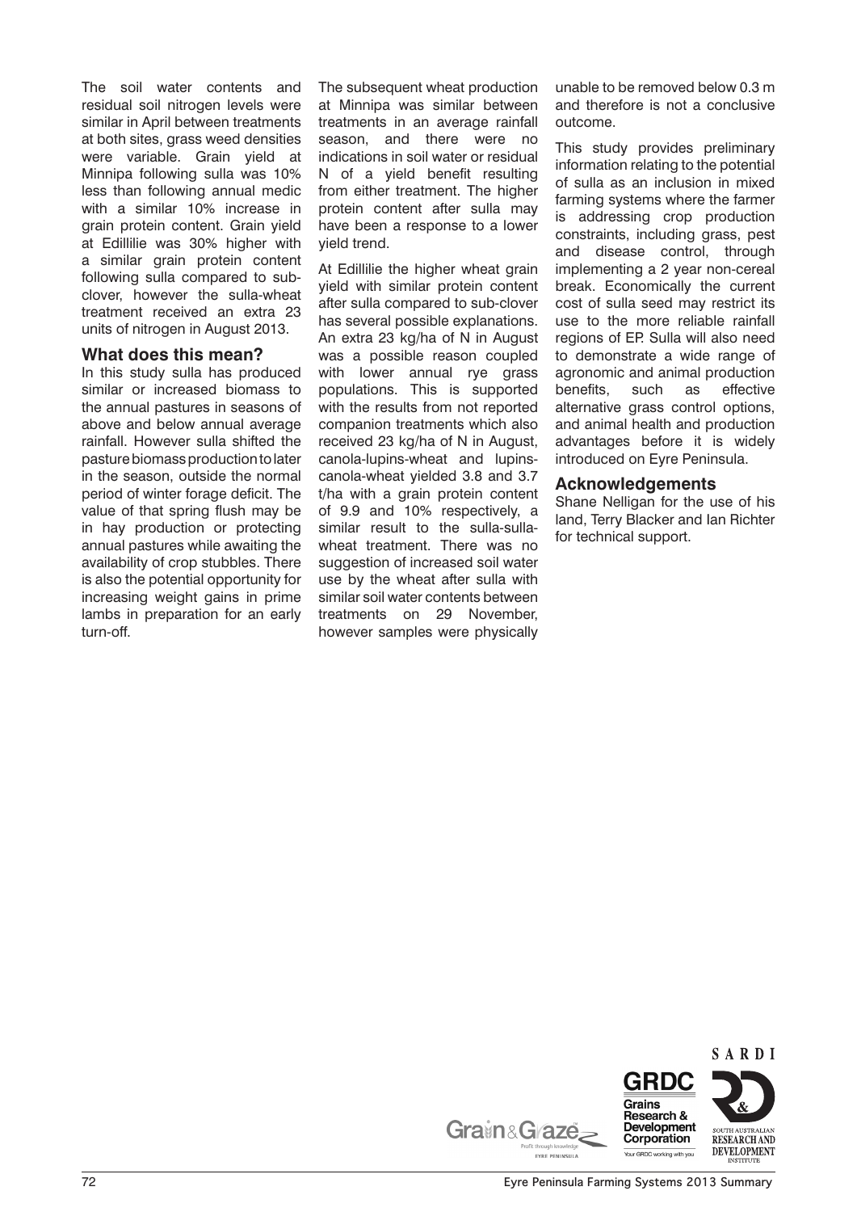The soil water contents and residual soil nitrogen levels were similar in April between treatments at both sites, grass weed densities were variable. Grain yield at Minnipa following sulla was 10% less than following annual medic with a similar 10% increase in grain protein content. Grain yield at Edillilie was 30% higher with a similar grain protein content following sulla compared to sub-clover, however the sulla-wheat treatment received an extra 23 units of nitrogen in August 2013.

## What does this mean?

In this study sulla has produced similar or increased biomass to the annual pastures in seasons of above and below annual average rainfall. However sulla shifted the pasture biomass production to later in the season, outside the normal period of winter forage deficit. The value of that spring flush may be in hay production or protecting annual pastures while awaiting the availability of crop stubbles. There is also the potential opportunity for increasing weight gains in prime lambs in preparation for an early turn-off.

The subsequent wheat production at Minnipa was similar between treatments in an average rainfall season, and there were no indications in soil water or residual N of a yield benefit resulting from either treatment. The higher protein content after sulla may have been a response to a lower yield trend.

At Edillilie the higher wheat grain yield with similar protein content after sulla compared to sub-clover has several possible explanations. An extra 23 kg/ha of N in August was a possible reason coupled with lower annual rye grass populations. This is supported with the results from not reported companion treatments which also received 23 kg/ha of N in August, canola-lupins-wheat and lupins-canola-wheat yielded 3.8 and 3.7 t/ha with a grain protein content of 9.9 and 10% respectively, a similar result to the sulla-sulla-wheat treatment. There was no suggestion of increased soil water use by the wheat after sulla with similar soil water contents between treatments on 29 November, however samples were physically unable to be removed below 0.3 m and therefore is not a conclusive outcome.

This study provides preliminary information relating to the potential of sulla as an inclusion in mixed farming systems where the farmer is addressing crop production constraints, including grass, pest and disease control, through implementing a 2 year non-cereal break. Economically the current cost of sulla seed may restrict its use to the more reliable rainfall regions of EP. Sulla will also need to demonstrate a wide range of agronomic and animal production benefits, such as effective alternative grass control options, and animal health and production advantages before it is widely introduced on Eyre Peninsula.

## Acknowledgements

Shane Nelligan for the use of his land, Terry Blacker and Ian Richter for technical support.